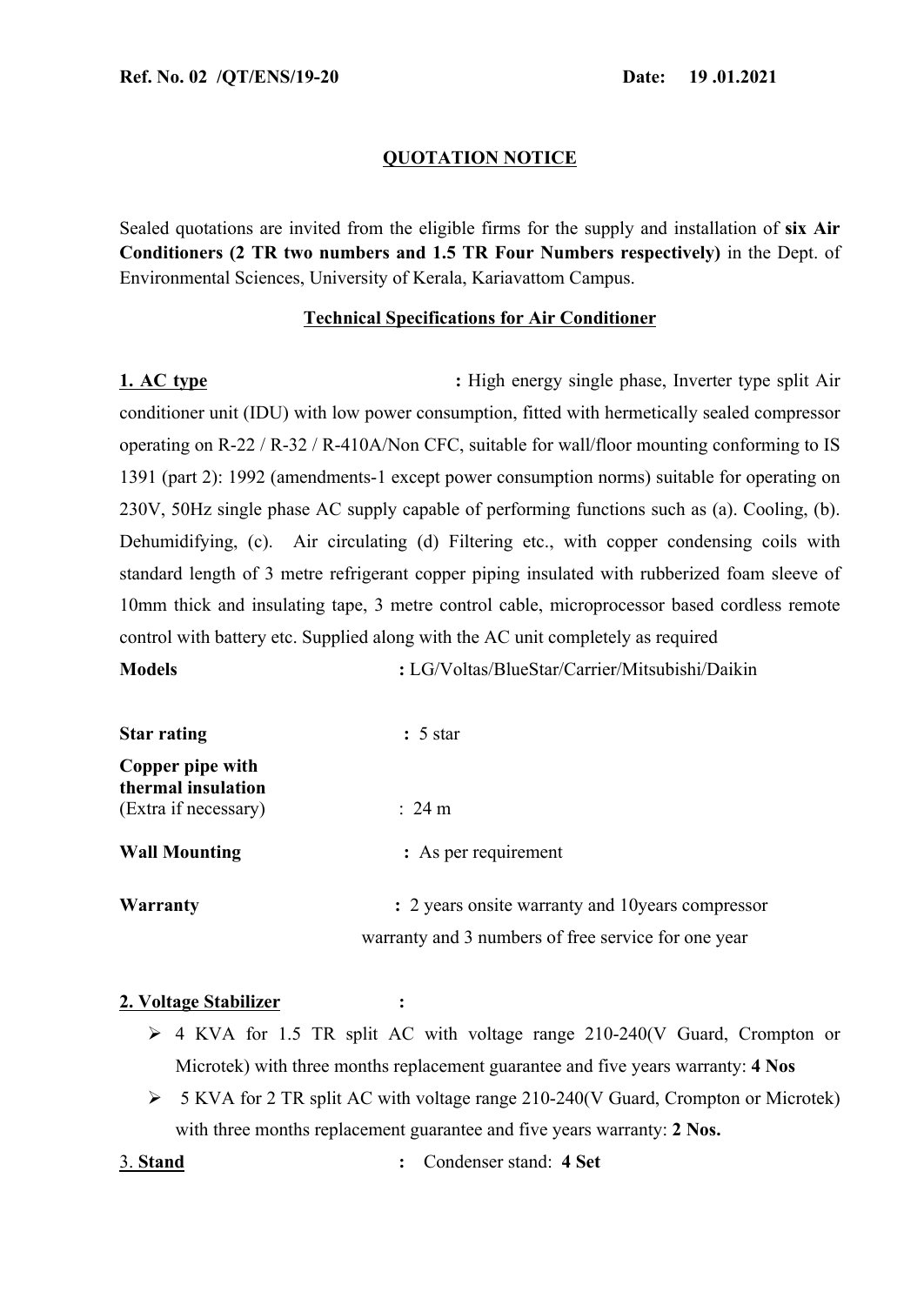**Ref. No. 02 /QT/ENS/19-20** **Date: 19 .01.2021**

## QUOTATION NOTICE

Sealed quotations are invited from the eligible firms for the supply and installation of **six Air Conditioners (2 TR two numbers and 1.5 TR Four Numbers respectively)** in the Dept. of Environmental Sciences, University of Kerala, Kariavattom Campus.

### Technical Specifications for Air Conditioner

**1. AC type** **:** High energy single phase, Inverter type split Air conditioner unit (IDU) with low power consumption, fitted with hermetically sealed compressor operating on R-22 / R-32 / R-410A/Non CFC, suitable for wall/floor mounting conforming to IS 1391 (part 2): 1992 (amendments-1 except power consumption norms) suitable for operating on 230V, 50Hz single phase AC supply capable of performing functions such as (a). Cooling, (b). Dehumidifying, (c). Air circulating (d) Filtering etc., with copper condensing coils with standard length of 3 metre refrigerant copper piping insulated with rubberized foam sleeve of 10mm thick and insulating tape, 3 metre control cable, microprocessor based cordless remote control with battery etc. Supplied along with the AC unit completely as required

**Models** **:** LG/Voltas/BlueStar/Carrier/Mitsubishi/Daikin

**Star rating** **:** 5 star

**Copper pipe with thermal insulation**
(Extra if necessary) : 24 m

**Wall Mounting** **:** As per requirement

**Warranty** **:** 2 years onsite warranty and 10years compressor warranty and 3 numbers of free service for one year

**2. Voltage Stabilizer** **:**

- 4 KVA for 1.5 TR split AC with voltage range 210-240(V Guard, Crompton or Microtek) with three months replacement guarantee and five years warranty: **4 Nos**
- 5 KVA for 2 TR split AC with voltage range 210-240(V Guard, Crompton or Microtek) with three months replacement guarantee and five years warranty: **2 Nos.**

3. **Stand** **:** Condenser stand: **4 Set**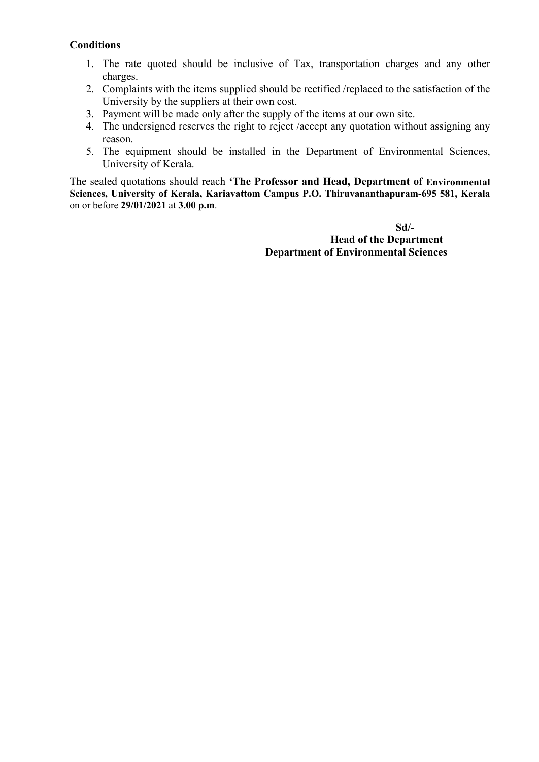**Conditions**

1. The rate quoted should be inclusive of Tax, transportation charges and any other charges.
2. Complaints with the items supplied should be rectified /replaced to the satisfaction of the University by the suppliers at their own cost.
3. Payment will be made only after the supply of the items at our own site.
4. The undersigned reserves the right to reject /accept any quotation without assigning any reason.
5. The equipment should be installed in the Department of Environmental Sciences, University of Kerala.

The sealed quotations should reach **'The Professor and Head, Department of Environmental Sciences, University of Kerala, Kariavattom Campus P.O. Thiruvananthapuram-695 581, Kerala** on or before **29/01/2021** at **3.00 p.m**.

**Sd/-**
**Head of the Department**
**Department of Environmental Sciences**